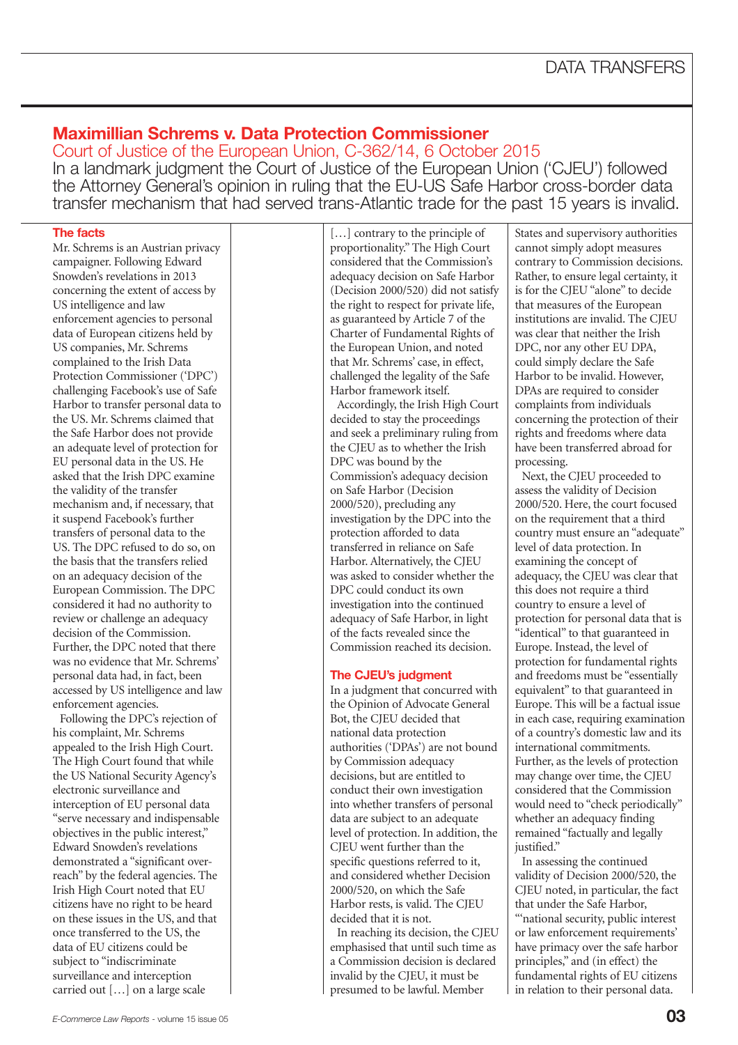# Maximillian Schrems v. Data Protection Commissioner

## Court of Justice of the European Union, C-362/14, 6 October 2015

In a landmark judgment the Court of Justice of the European Union ('CJEU') followed the Attorney General's opinion in ruling that the EU-US Safe Harbor cross-border data transfer mechanism that had served trans-Atlantic trade for the past 15 years is invalid.

### The facts

Mr. Schrems is an Austrian privacy campaigner. Following Edward Snowden's revelations in 2013 concerning the extent of access by US intelligence and law enforcement agencies to personal data of European citizens held by US companies, Mr. Schrems complained to the Irish Data Protection Commissioner ('DPC') challenging Facebook's use of Safe Harbor to transfer personal data to the US. Mr. Schrems claimed that the Safe Harbor does not provide an adequate level of protection for EU personal data in the US. He asked that the Irish DPC examine the validity of the transfer mechanism and, if necessary, that it suspend Facebook's further transfers of personal data to the US. The DPC refused to do so, on the basis that the transfers relied on an adequacy decision of the European Commission. The DPC considered it had no authority to review or challenge an adequacy decision of the Commission. Further, the DPC noted that there was no evidence that Mr. Schrems' personal data had, in fact, been accessed by US intelligence and law enforcement agencies.

Following the DPC's rejection of his complaint, Mr. Schrems appealed to the Irish High Court. The High Court found that while the US National Security Agency's electronic surveillance and interception of EU personal data "serve necessary and indispensable objectives in the public interest," Edward Snowden's revelations demonstrated a "significant over-reach" by the federal agencies. The Irish High Court noted that EU citizens have no right to be heard on these issues in the US, and that once transferred to the US, the data of EU citizens could be subject to "indiscriminate surveillance and interception carried out […] on a large scale […] contrary to the principle of proportionality." The High Court considered that the Commission's adequacy decision on Safe Harbor (Decision 2000/520) did not satisfy the right to respect for private life, as guaranteed by Article 7 of the Charter of Fundamental Rights of the European Union, and noted that Mr. Schrems' case, in effect, challenged the legality of the Safe Harbor framework itself.

Accordingly, the Irish High Court decided to stay the proceedings and seek a preliminary ruling from the CJEU as to whether the Irish DPC was bound by the Commission's adequacy decision on Safe Harbor (Decision 2000/520), precluding any investigation by the DPC into the protection afforded to data transferred in reliance on Safe Harbor. Alternatively, the CJEU was asked to consider whether the DPC could conduct its own investigation into the continued adequacy of Safe Harbor, in light of the facts revealed since the Commission reached its decision.

### The CJEU's judgment

In a judgment that concurred with the Opinion of Advocate General Bot, the CJEU decided that national data protection authorities ('DPAs') are not bound by Commission adequacy decisions, but are entitled to conduct their own investigation into whether transfers of personal data are subject to an adequate level of protection. In addition, the CJEU went further than the specific questions referred to it, and considered whether Decision 2000/520, on which the Safe Harbor rests, is valid. The CJEU decided that it is not.

In reaching its decision, the CJEU emphasised that until such time as a Commission decision is declared invalid by the CJEU, it must be presumed to be lawful. Member States and supervisory authorities cannot simply adopt measures contrary to Commission decisions. Rather, to ensure legal certainty, it is for the CJEU "alone" to decide that measures of the European institutions are invalid. The CJEU was clear that neither the Irish DPC, nor any other EU DPA, could simply declare the Safe Harbor to be invalid. However, DPAs are required to consider complaints from individuals concerning the protection of their rights and freedoms where data have been transferred abroad for processing.

Next, the CJEU proceeded to assess the validity of Decision 2000/520. Here, the court focused on the requirement that a third country must ensure an "adequate" level of data protection. In examining the concept of adequacy, the CJEU was clear that this does not require a third country to ensure a level of protection for personal data that is "identical" to that guaranteed in Europe. Instead, the level of protection for fundamental rights and freedoms must be "essentially equivalent" to that guaranteed in Europe. This will be a factual issue in each case, requiring examination of a country's domestic law and its international commitments. Further, as the levels of protection may change over time, the CJEU considered that the Commission would need to "check periodically" whether an adequacy finding remained "factually and legally justified."

In assessing the continued validity of Decision 2000/520, the CJEU noted, in particular, the fact that under the Safe Harbor, "'national security, public interest or law enforcement requirements' have primacy over the safe harbor principles," and (in effect) the fundamental rights of EU citizens in relation to their personal data.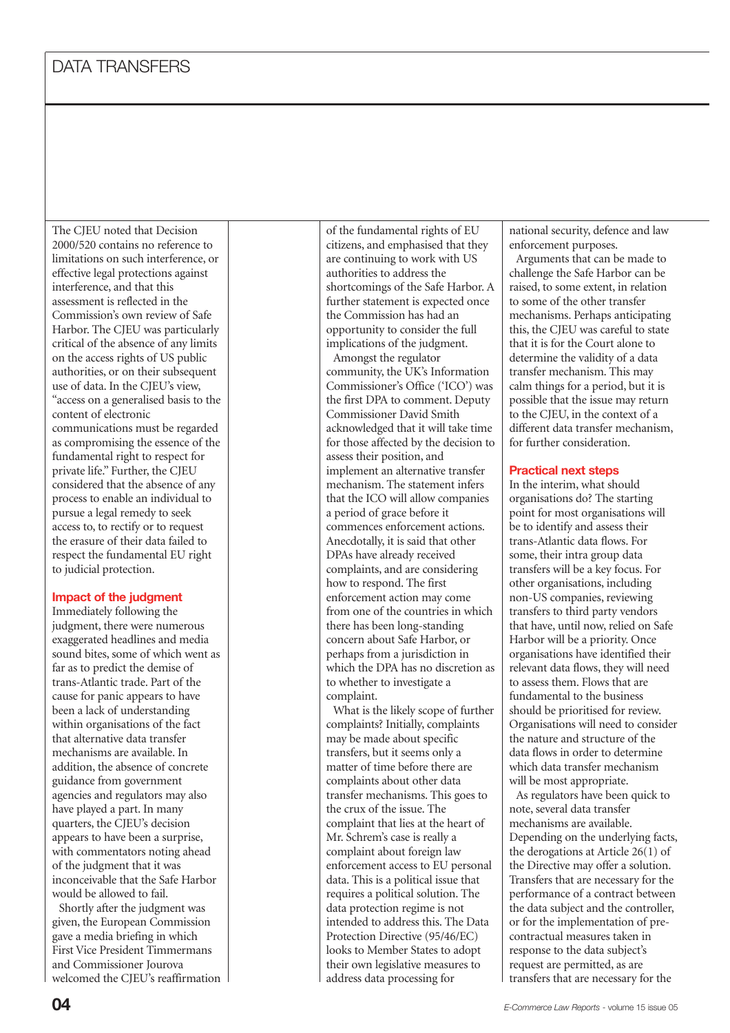The CJEU noted that Decision 2000/520 contains no reference to limitations on such interference, or effective legal protections against interference, and that this assessment is reflected in the Commission's own review of Safe Harbor. The CJEU was particularly critical of the absence of any limits on the access rights of US public authorities, or on their subsequent use of data. In the CJEU's view, "access on a generalised basis to the content of electronic communications must be regarded as compromising the essence of the fundamental right to respect for private life." Further, the CJEU considered that the absence of any process to enable an individual to pursue a legal remedy to seek access to, to rectify or to request the erasure of their data failed to respect the fundamental EU right to judicial protection.

## Impact of the judgment

Immediately following the judgment, there were numerous exaggerated headlines and media sound bites, some of which went as far as to predict the demise of trans-Atlantic trade. Part of the cause for panic appears to have been a lack of understanding within organisations of the fact that alternative data transfer mechanisms are available. In addition, the absence of concrete guidance from government agencies and regulators may also have played a part. In many quarters, the CJEU's decision appears to have been a surprise, with commentators noting ahead of the judgment that it was inconceivable that the Safe Harbor would be allowed to fail.

Shortly after the judgment was given, the European Commission gave a media briefing in which First Vice President Timmermans and Commissioner Jourova welcomed the CJEU's reaffirmation of the fundamental rights of EU citizens, and emphasised that they are continuing to work with US authorities to address the shortcomings of the Safe Harbor. A further statement is expected once the Commission has had an opportunity to consider the full implications of the judgment.

Amongst the regulator community, the UK's Information Commissioner's Office ('ICO') was the first DPA to comment. Deputy Commissioner David Smith acknowledged that it will take time for those affected by the decision to assess their position, and implement an alternative transfer mechanism. The statement infers that the ICO will allow companies a period of grace before it commences enforcement actions. Anecdotally, it is said that other DPAs have already received complaints, and are considering how to respond. The first enforcement action may come from one of the countries in which there has been long-standing concern about Safe Harbor, or perhaps from a jurisdiction in which the DPA has no discretion as to whether to investigate a complaint.

What is the likely scope of further complaints? Initially, complaints may be made about specific transfers, but it seems only a matter of time before there are complaints about other data transfer mechanisms. This goes to the crux of the issue. The complaint that lies at the heart of Mr. Schrem's case is really a complaint about foreign law enforcement access to EU personal data. This is a political issue that requires a political solution. The data protection regime is not intended to address this. The Data Protection Directive (95/46/EC) looks to Member States to adopt their own legislative measures to address data processing for national security, defence and law enforcement purposes.

Arguments that can be made to challenge the Safe Harbor can be raised, to some extent, in relation to some of the other transfer mechanisms. Perhaps anticipating this, the CJEU was careful to state that it is for the Court alone to determine the validity of a data transfer mechanism. This may calm things for a period, but it is possible that the issue may return to the CJEU, in the context of a different data transfer mechanism, for further consideration.

## Practical next steps

In the interim, what should organisations do? The starting point for most organisations will be to identify and assess their trans-Atlantic data flows. For some, their intra group data transfers will be a key focus. For other organisations, including non-US companies, reviewing transfers to third party vendors that have, until now, relied on Safe Harbor will be a priority. Once organisations have identified their relevant data flows, they will need to assess them. Flows that are fundamental to the business should be prioritised for review. Organisations will need to consider the nature and structure of the data flows in order to determine which data transfer mechanism will be most appropriate.

As regulators have been quick to note, several data transfer mechanisms are available. Depending on the underlying facts, the derogations at Article 26(1) of the Directive may offer a solution. Transfers that are necessary for the performance of a contract between the data subject and the controller, or for the implementation of pre-contractual measures taken in response to the data subject's request are permitted, as are transfers that are necessary for the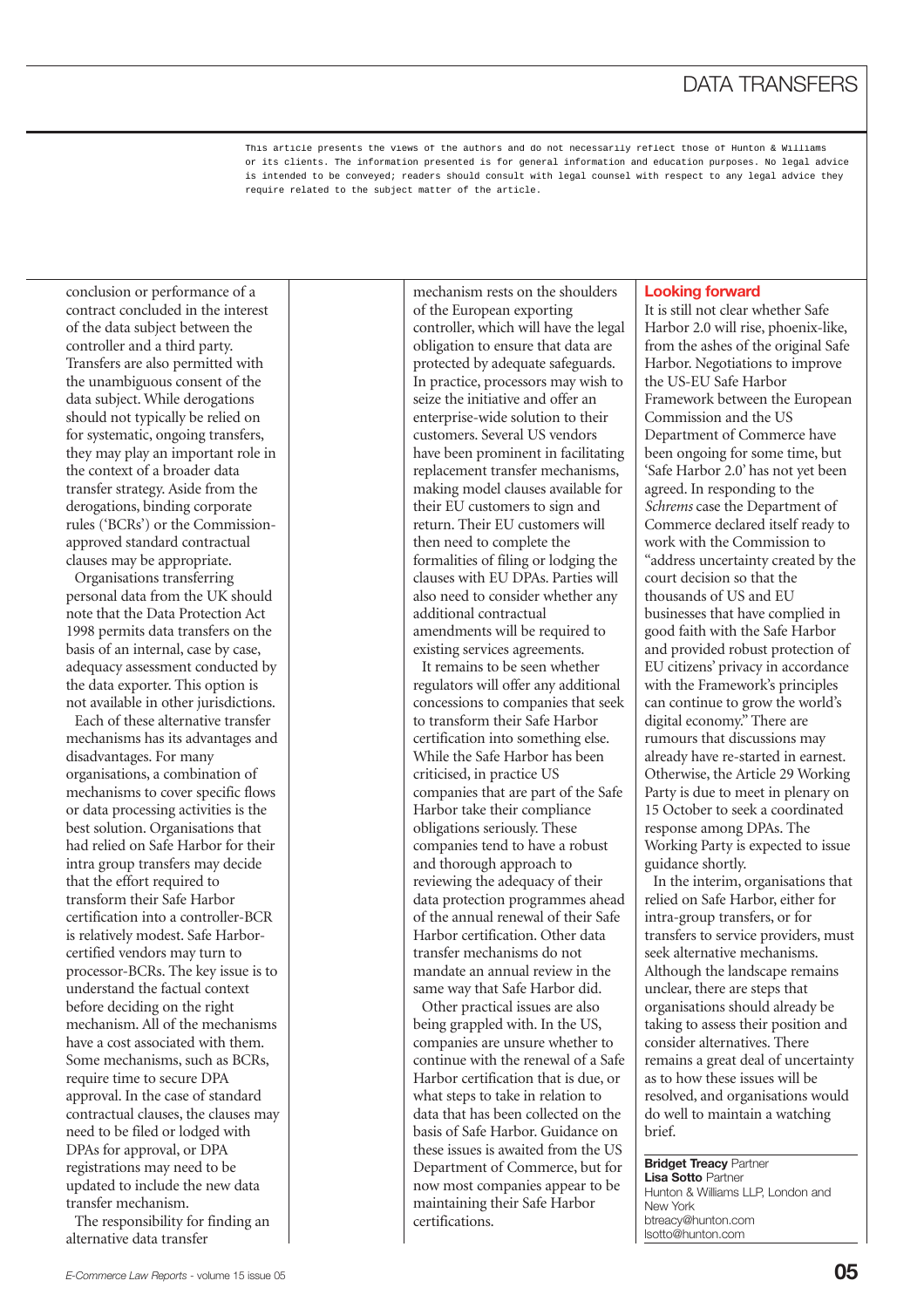This article presents the views of the authors and do not necessarily reflect those of Hunton & Williams or its clients. The information presented is for general information and education purposes. No legal advice is intended to be conveyed; readers should consult with legal counsel with respect to any legal advice they require related to the subject matter of the article.

conclusion or performance of a contract concluded in the interest of the data subject between the controller and a third party. Transfers are also permitted with the unambiguous consent of the data subject. While derogations should not typically be relied on for systematic, ongoing transfers, they may play an important role in the context of a broader data transfer strategy. Aside from the derogations, binding corporate rules ('BCRs') or the Commission-approved standard contractual clauses may be appropriate.

Organisations transferring personal data from the UK should note that the Data Protection Act 1998 permits data transfers on the basis of an internal, case by case, adequacy assessment conducted by the data exporter. This option is not available in other jurisdictions.

Each of these alternative transfer mechanisms has its advantages and disadvantages. For many organisations, a combination of mechanisms to cover specific flows or data processing activities is the best solution. Organisations that had relied on Safe Harbor for their intra group transfers may decide that the effort required to transform their Safe Harbor certification into a controller-BCR is relatively modest. Safe Harbor-certified vendors may turn to processor-BCRs. The key issue is to understand the factual context before deciding on the right mechanism. All of the mechanisms have a cost associated with them. Some mechanisms, such as BCRs, require time to secure DPA approval. In the case of standard contractual clauses, the clauses may need to be filed or lodged with DPAs for approval, or DPA registrations may need to be updated to include the new data transfer mechanism.

The responsibility for finding an alternative data transfer mechanism rests on the shoulders of the European exporting controller, which will have the legal obligation to ensure that data are protected by adequate safeguards. In practice, processors may wish to seize the initiative and offer an enterprise-wide solution to their customers. Several US vendors have been prominent in facilitating replacement transfer mechanisms, making model clauses available for their EU customers to sign and return. Their EU customers will then need to complete the formalities of filing or lodging the clauses with EU DPAs. Parties will also need to consider whether any additional contractual amendments will be required to existing services agreements.

It remains to be seen whether regulators will offer any additional concessions to companies that seek to transform their Safe Harbor certification into something else. While the Safe Harbor has been criticised, in practice US companies that are part of the Safe Harbor take their compliance obligations seriously. These companies tend to have a robust and thorough approach to reviewing the adequacy of their data protection programmes ahead of the annual renewal of their Safe Harbor certification. Other data transfer mechanisms do not mandate an annual review in the same way that Safe Harbor did.

Other practical issues are also being grappled with. In the US, companies are unsure whether to continue with the renewal of a Safe Harbor certification that is due, or what steps to take in relation to data that has been collected on the basis of Safe Harbor. Guidance on these issues is awaited from the US Department of Commerce, but for now most companies appear to be maintaining their Safe Harbor certifications.

## Looking forward

It is still not clear whether Safe Harbor 2.0 will rise, phoenix-like, from the ashes of the original Safe Harbor. Negotiations to improve the US-EU Safe Harbor Framework between the European Commission and the US Department of Commerce have been ongoing for some time, but 'Safe Harbor 2.0' has not yet been agreed. In responding to the *Schrems* case the Department of Commerce declared itself ready to work with the Commission to "address uncertainty created by the court decision so that the thousands of US and EU businesses that have complied in good faith with the Safe Harbor and provided robust protection of EU citizens' privacy in accordance with the Framework's principles can continue to grow the world's digital economy." There are rumours that discussions may already have re-started in earnest. Otherwise, the Article 29 Working Party is due to meet in plenary on 15 October to seek a coordinated response among DPAs. The Working Party is expected to issue guidance shortly.

In the interim, organisations that relied on Safe Harbor, either for intra-group transfers, or for transfers to service providers, must seek alternative mechanisms. Although the landscape remains unclear, there are steps that organisations should already be taking to assess their position and consider alternatives. There remains a great deal of uncertainty as to how these issues will be resolved, and organisations would do well to maintain a watching brief.

**Bridget Treacy** Partner
**Lisa Sotto** Partner
Hunton & Williams LLP, London and New York
btreacy@hunton.com
lsotto@hunton.com